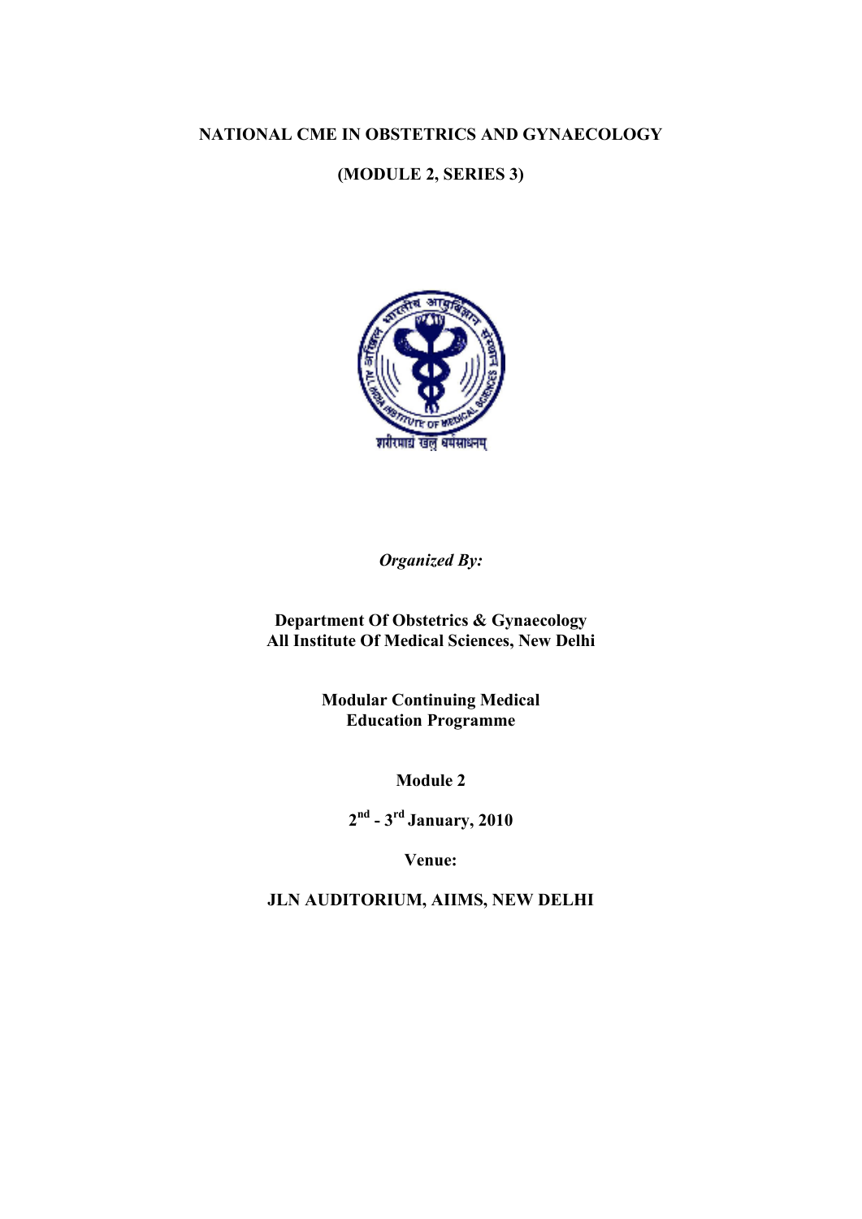**NATIONAL CME IN OBSTETRICS AND GYNAECOLOGY**

**(MODULE 2, SERIES 3)**

*Organized By:*

**Department Of Obstetrics & Gynaecology**
**All Institute Of Medical Sciences, New Delhi**

**Modular Continuing Medical**
**Education Programme**

**Module 2**

**2nd - 3rd January, 2010**

**Venue:**

**JLN AUDITORIUM, AIIMS, NEW DELHI**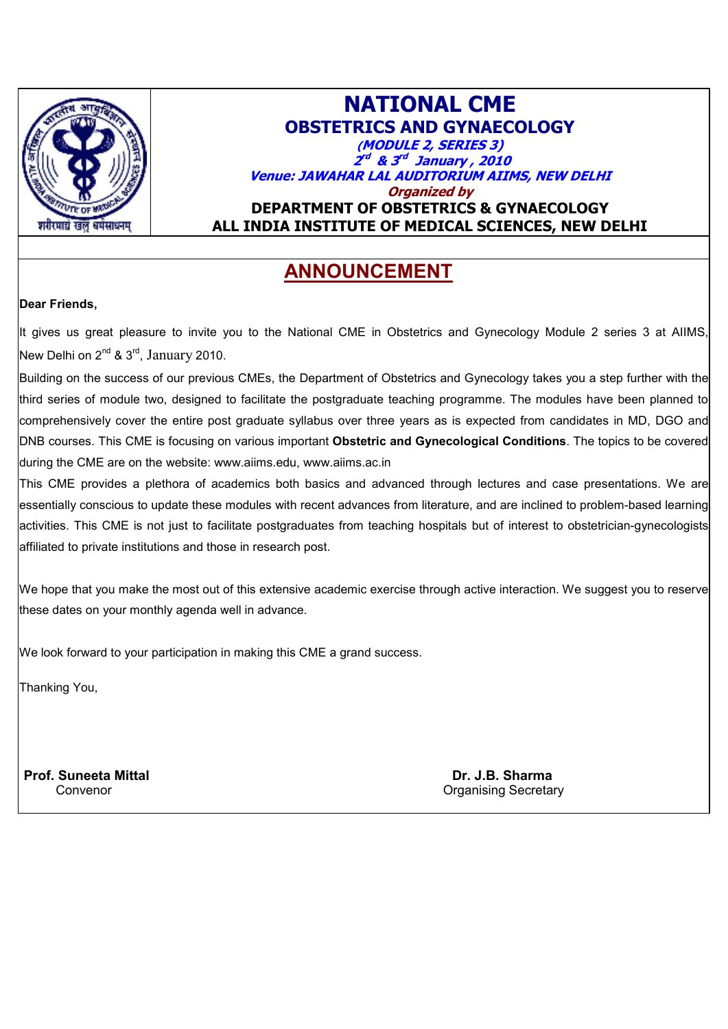# NATIONAL CME

## OBSTETRICS AND GYNAECOLOGY

***(MODULE 2, SERIES 3)***

***2nd & 3rd January, 2010***

***Venue: JAWAHAR LAL AUDITORIUM AIIMS, NEW DELHI***

***Organized by***

**DEPARTMENT OF OBSTETRICS & GYNAECOLOGY**
**ALL INDIA INSTITUTE OF MEDICAL SCIENCES, NEW DELHI**

## ANNOUNCEMENT

**Dear Friends,**

It gives us great pleasure to invite you to the National CME in Obstetrics and Gynecology Module 2 series 3 at AIIMS, New Delhi on 2nd & 3rd, January 2010.

Building on the success of our previous CMEs, the Department of Obstetrics and Gynecology takes you a step further with the third series of module two, designed to facilitate the postgraduate teaching programme. The modules have been planned to comprehensively cover the entire post graduate syllabus over three years as is expected from candidates in MD, DGO and DNB courses. This CME is focusing on various important **Obstetric and Gynecological Conditions**. The topics to be covered during the CME are on the website: www.aiims.edu, www.aiims.ac.in

This CME provides a plethora of academics both basics and advanced through lectures and case presentations. We are essentially conscious to update these modules with recent advances from literature, and are inclined to problem-based learning activities. This CME is not just to facilitate postgraduates from teaching hospitals but of interest to obstetrician-gynecologists affiliated to private institutions and those in research post.

We hope that you make the most out of this extensive academic exercise through active interaction. We suggest you to reserve these dates on your monthly agenda well in advance.

We look forward to your participation in making this CME a grand success.

Thanking You,

**Prof. Suneeta Mittal**
Convenor

**Dr. J.B. Sharma**
Organising Secretary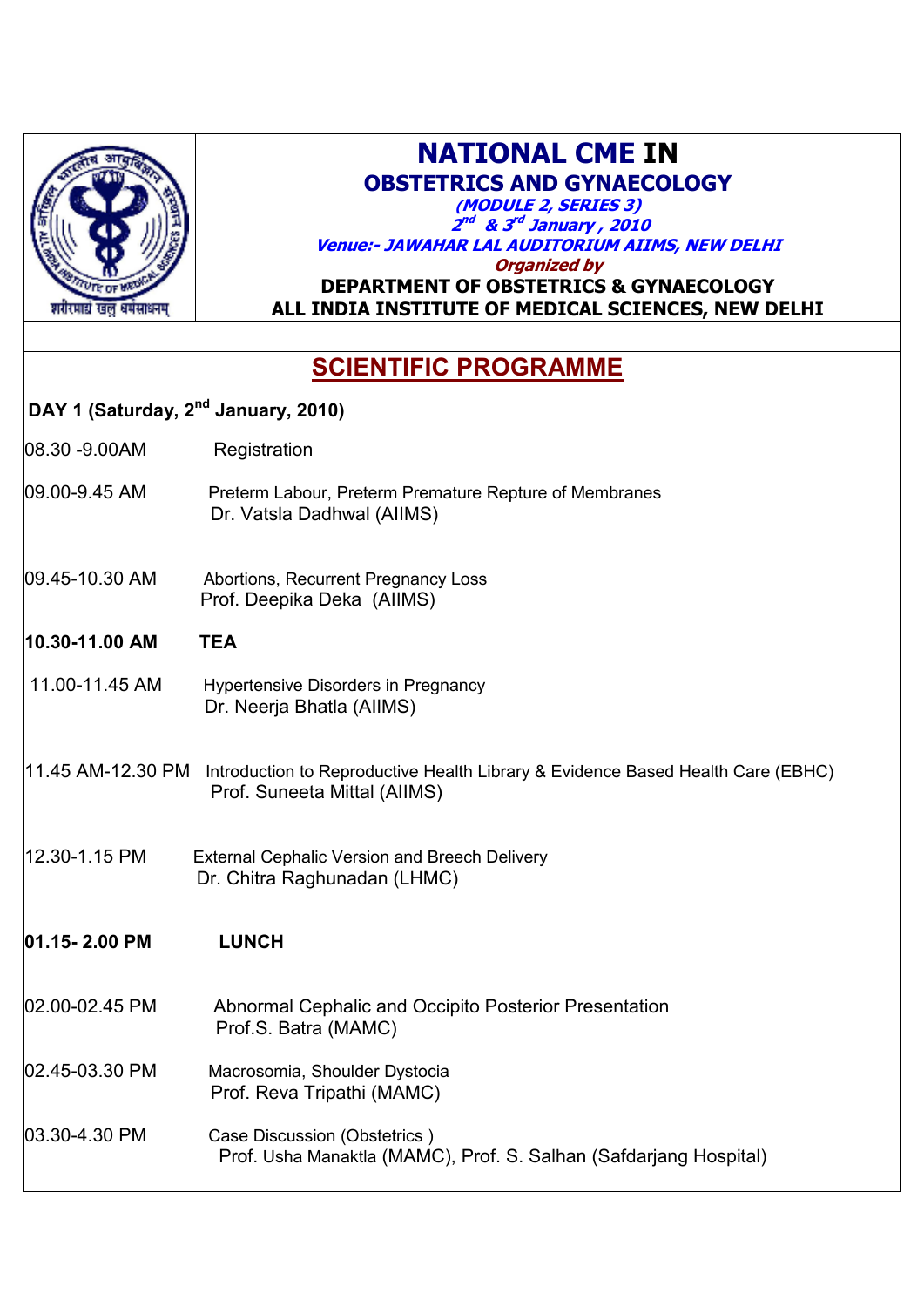# NATIONAL CME IN

## OBSTETRICS AND GYNAECOLOGY

***(MODULE 2, SERIES 3)***

***2nd & 3rd January, 2010***

***Venue:- JAWAHAR LAL AUDITORIUM AIIMS, NEW DELHI***

***Organized by***

**DEPARTMENT OF OBSTETRICS & GYNAECOLOGY**

**ALL INDIA INSTITUTE OF MEDICAL SCIENCES, NEW DELHI**

## SCIENTIFIC PROGRAMME

### DAY 1 (Saturday, 2nd January, 2010)

| Time | Programme |
|---|---|
| 08.30 -9.00AM | Registration |
| 09.00-9.45 AM | Preterm Labour, Preterm Premature Repture of Membranes<br>Dr. Vatsla Dadhwal (AIIMS) |
| 09.45-10.30 AM | Abortions, Recurrent Pregnancy Loss<br>Prof. Deepika Deka (AIIMS) |
| **10.30-11.00 AM** | **TEA** |
| 11.00-11.45 AM | Hypertensive Disorders in Pregnancy<br>Dr. Neerja Bhatla (AIIMS) |
| 11.45 AM-12.30 PM | Introduction to Reproductive Health Library & Evidence Based Health Care (EBHC)<br>Prof. Suneeta Mittal (AIIMS) |
| 12.30-1.15 PM | External Cephalic Version and Breech Delivery<br>Dr. Chitra Raghunadan (LHMC) |
| **01.15- 2.00 PM** | **LUNCH** |
| 02.00-02.45 PM | Abnormal Cephalic and Occipito Posterior Presentation<br>Prof.S. Batra (MAMC) |
| 02.45-03.30 PM | Macrosomia, Shoulder Dystocia<br>Prof. Reva Tripathi (MAMC) |
| 03.30-4.30 PM | Case Discussion (Obstetrics )<br>Prof. Usha Manaktla (MAMC), Prof. S. Salhan (Safdarjang Hospital) |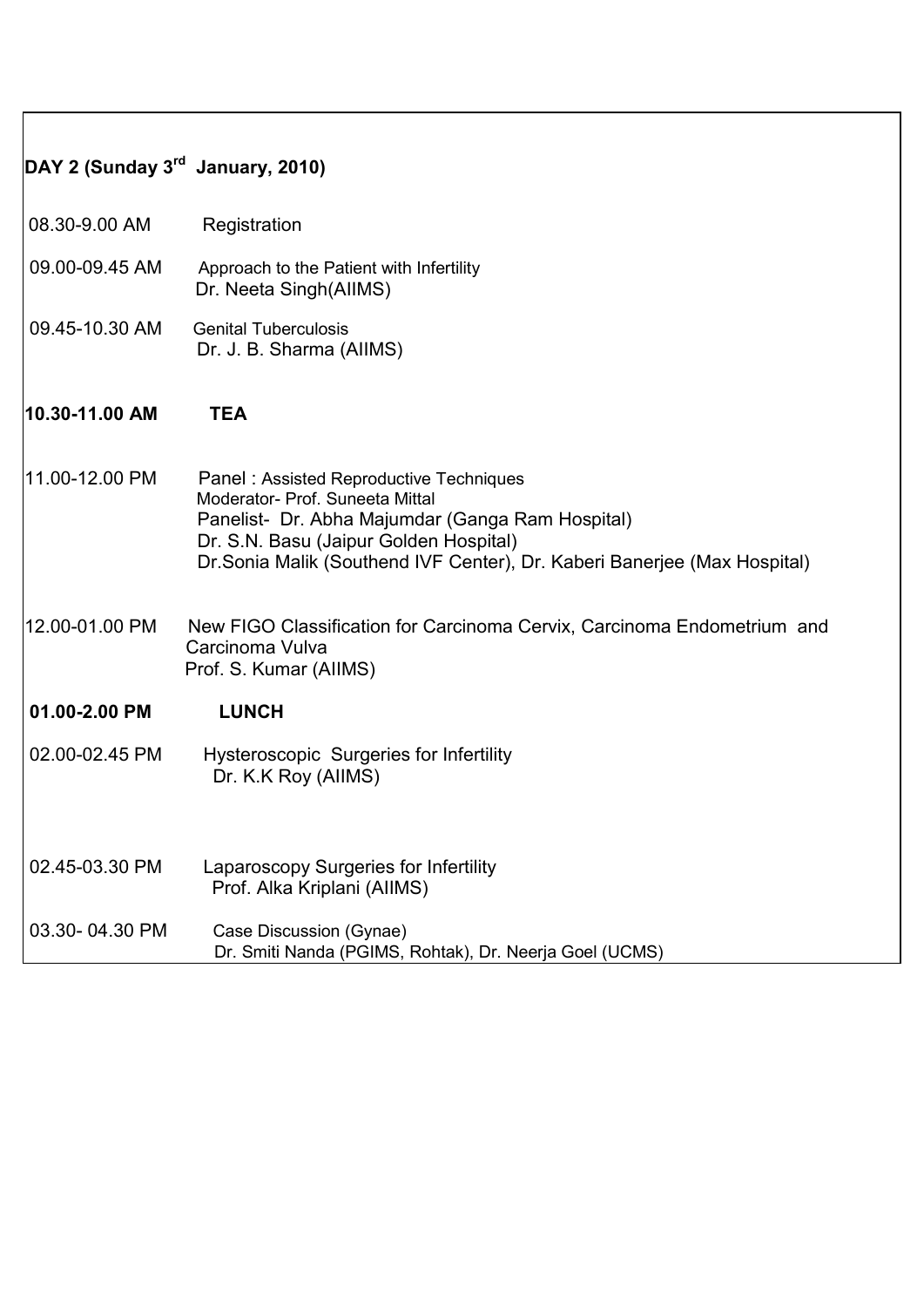## DAY 2 (Sunday 3rd January, 2010)

| | |
|---|---|
| 08.30-9.00 AM | Registration |
| 09.00-09.45 AM | Approach to the Patient with Infertility<br>Dr. Neeta Singh(AIIMS) |
| 09.45-10.30 AM | Genital Tuberculosis<br>Dr. J. B. Sharma (AIIMS) |
| **10.30-11.00 AM** | **TEA** |
| 11.00-12.00 PM | Panel : Assisted Reproductive Techniques<br>Moderator- Prof. Suneeta Mittal<br>Panelist- Dr. Abha Majumdar (Ganga Ram Hospital)<br>Dr. S.N. Basu (Jaipur Golden Hospital)<br>Dr.Sonia Malik (Southend IVF Center), Dr. Kaberi Banerjee (Max Hospital) |
| 12.00-01.00 PM | New FIGO Classification for Carcinoma Cervix, Carcinoma Endometrium and Carcinoma Vulva<br>Prof. S. Kumar (AIIMS) |
| **01.00-2.00 PM** | **LUNCH** |
| 02.00-02.45 PM | Hysteroscopic Surgeries for Infertility<br>Dr. K.K Roy (AIIMS) |
| 02.45-03.30 PM | Laparoscopy Surgeries for Infertility<br>Prof. Alka Kriplani (AIIMS) |
| 03.30- 04.30 PM | Case Discussion (Gynae)<br>Dr. Smiti Nanda (PGIMS, Rohtak), Dr. Neerja Goel (UCMS) |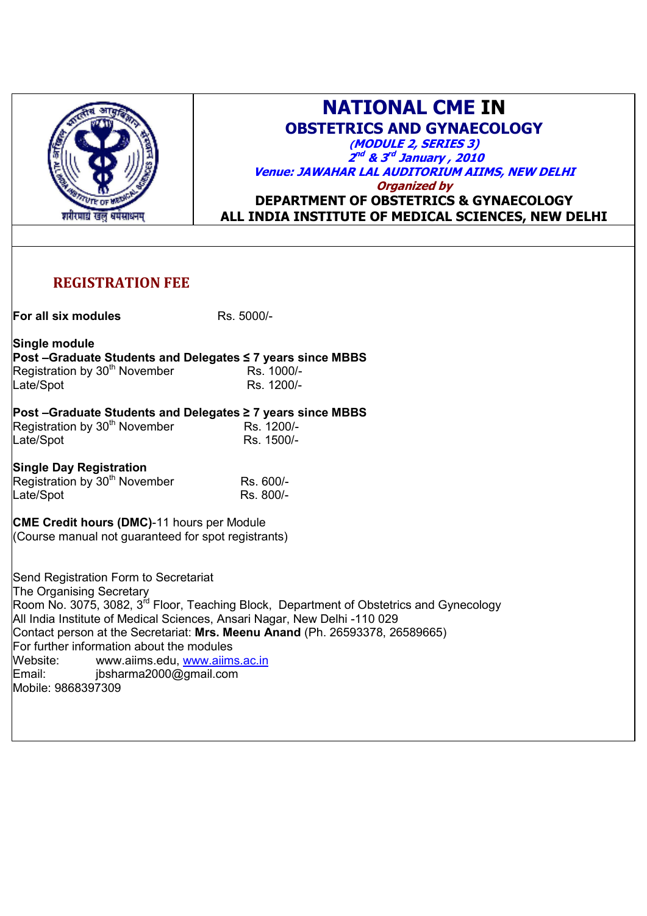# NATIONAL CME IN OBSTETRICS AND GYNAECOLOGY

***(MODULE 2, SERIES 3)***

***2nd & 3rd January , 2010***

***Venue: JAWAHAR LAL AUDITORIUM AIIMS, NEW DELHI***

***Organized by***

**DEPARTMENT OF OBSTETRICS & GYNAECOLOGY**
**ALL INDIA INSTITUTE OF MEDICAL SCIENCES, NEW DELHI**

## REGISTRATION FEE

**For all six modules** Rs. 5000/-

**Single module**

**Post –Graduate Students and Delegates ≤ 7 years since MBBS**

| | |
|---|---|
| Registration by 30th November | Rs. 1000/- |
| Late/Spot | Rs. 1200/- |

**Post –Graduate Students and Delegates ≥ 7 years since MBBS**

| | |
|---|---|
| Registration by 30th November | Rs. 1200/- |
| Late/Spot | Rs. 1500/- |

**Single Day Registration**

| | |
|---|---|
| Registration by 30th November | Rs. 600/- |
| Late/Spot | Rs. 800/- |

**CME Credit hours (DMC)**-11 hours per Module
(Course manual not guaranteed for spot registrants)

Send Registration Form to Secretariat
The Organising Secretary
Room No. 3075, 3082, 3rd Floor, Teaching Block, Department of Obstetrics and Gynecology
All India Institute of Medical Sciences, Ansari Nagar, New Delhi -110 029
Contact person at the Secretariat: **Mrs. Meenu Anand** (Ph. 26593378, 26589665)
For further information about the modules
Website: www.aiims.edu, www.aiims.ac.in
Email: jbsharma2000@gmail.com
Mobile: 9868397309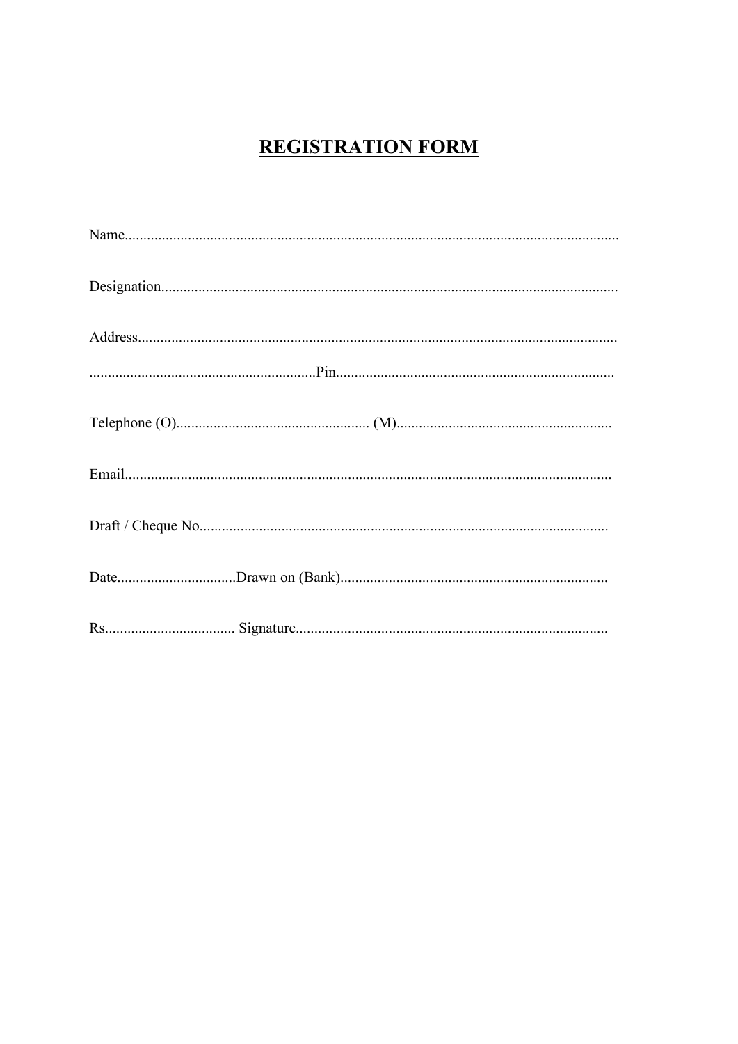# REGISTRATION FORM

Name....................................................................................................................................

Designation..........................................................................................................................

Address................................................................................................................................

.............................................................Pin..........................................................................

Telephone (O).................................................... (M)..........................................................

Email...................................................................................................................................

Draft / Cheque No..............................................................................................................

Date................................Drawn on (Bank)........................................................................

Rs................................... Signature....................................................................................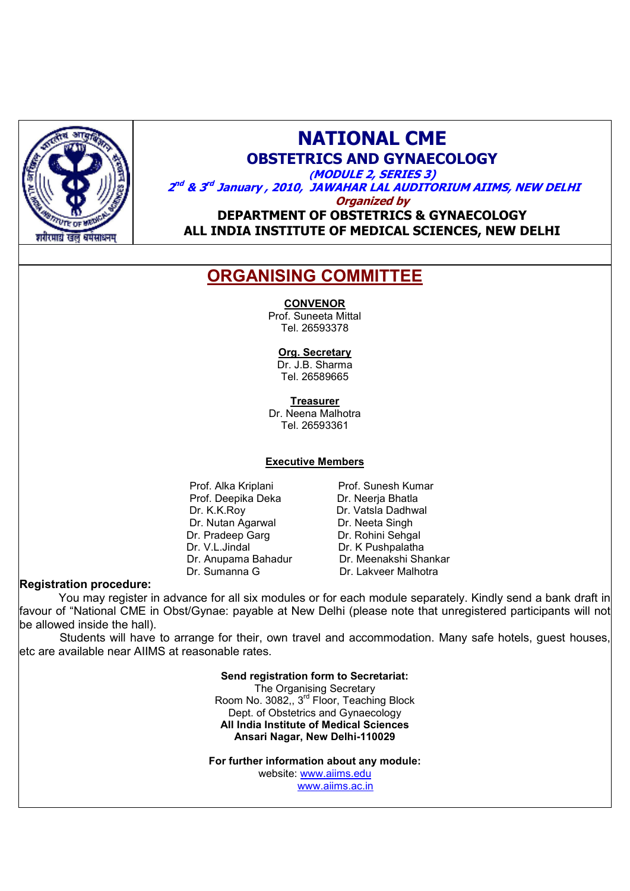# NATIONAL CME

## OBSTETRICS AND GYNAECOLOGY

***(MODULE 2, SERIES 3)***

***2nd & 3rd January , 2010, JAWAHAR LAL AUDITORIUM AIIMS, NEW DELHI***

***Organized by***

**DEPARTMENT OF OBSTETRICS & GYNAECOLOGY**
**ALL INDIA INSTITUTE OF MEDICAL SCIENCES, NEW DELHI**

## ORGANISING COMMITTEE

**CONVENOR**
Prof. Suneeta Mittal
Tel. 26593378

**Org. Secretary**
Dr. J.B. Sharma
Tel. 26589665

**Treasurer**
Dr. Neena Malhotra
Tel. 26593361

**Executive Members**

Prof. Alka Kriplani
Prof. Deepika Deka
Dr. K.K.Roy
Dr. Nutan Agarwal
Dr. Pradeep Garg
Dr. V.L.Jindal
Dr. Anupama Bahadur
Dr. Sumanna G
Prof. Sunesh Kumar
Dr. Neerja Bhatla
Dr. Vatsla Dadhwal
Dr. Neeta Singh
Dr. Rohini Sehgal
Dr. K Pushpalatha
Dr. Meenakshi Shankar
Dr. Lakveer Malhotra

**Registration procedure:**

You may register in advance for all six modules or for each module separately. Kindly send a bank draft in favour of "National CME in Obst/Gynae: payable at New Delhi (please note that unregistered participants will not be allowed inside the hall).

Students will have to arrange for their, own travel and accommodation. Many safe hotels, guest houses, etc are available near AIIMS at reasonable rates.

**Send registration form to Secretariat:**
The Organising Secretary
Room No. 3082,, 3rd Floor, Teaching Block
Dept. of Obstetrics and Gynaecology
**All India Institute of Medical Sciences**
**Ansari Nagar, New Delhi-110029**

**For further information about any module:**
website: www.aiims.edu
www.aiims.ac.in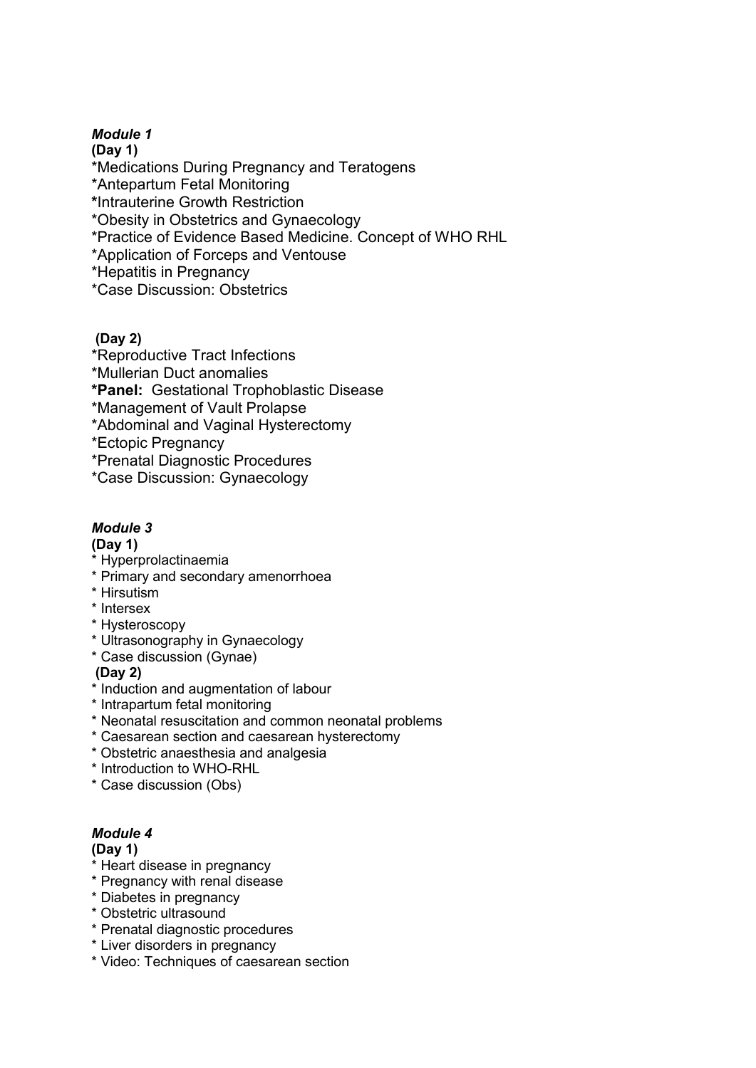***Module 1***

**(Day 1)**

*Medications During Pregnancy and Teratogens
*Antepartum Fetal Monitoring
*Intrauterine Growth Restriction
*Obesity in Obstetrics and Gynaecology
*Practice of Evidence Based Medicine. Concept of WHO RHL
*Application of Forceps and Ventouse
*Hepatitis in Pregnancy
*Case Discussion: Obstetrics

**(Day 2)**

*Reproductive Tract Infections
*Mullerian Duct anomalies
***Panel:** Gestational Trophoblastic Disease
*Management of Vault Prolapse
*Abdominal and Vaginal Hysterectomy
*Ectopic Pregnancy
*Prenatal Diagnostic Procedures
*Case Discussion: Gynaecology

***Module 3***

**(Day 1)**

* Hyperprolactinaemia
* Primary and secondary amenorrhoea
* Hirsutism
* Intersex
* Hysteroscopy
* Ultrasonography in Gynaecology
* Case discussion (Gynae)

**(Day 2)**

* Induction and augmentation of labour
* Intrapartum fetal monitoring
* Neonatal resuscitation and common neonatal problems
* Caesarean section and caesarean hysterectomy
* Obstetric anaesthesia and analgesia
* Introduction to WHO-RHL
* Case discussion (Obs)

***Module 4***

**(Day 1)**

* Heart disease in pregnancy
* Pregnancy with renal disease
* Diabetes in pregnancy
* Obstetric ultrasound
* Prenatal diagnostic procedures
* Liver disorders in pregnancy
* Video: Techniques of caesarean section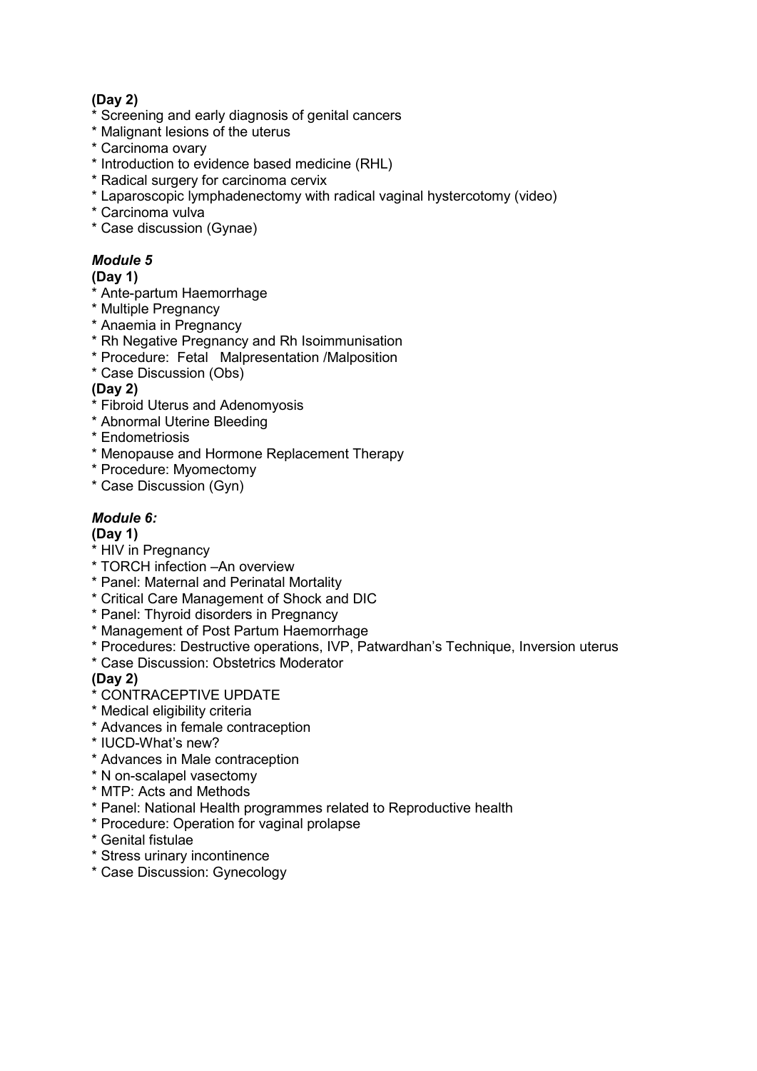**(Day 2)**

* Screening and early diagnosis of genital cancers
* Malignant lesions of the uterus
* Carcinoma ovary
* Introduction to evidence based medicine (RHL)
* Radical surgery for carcinoma cervix
* Laparoscopic lymphadenectomy with radical vaginal hystercotomy (video)
* Carcinoma vulva
* Case discussion (Gynae)

### *Module 5*

**(Day 1)**

* Ante-partum Haemorrhage
* Multiple Pregnancy
* Anaemia in Pregnancy
* Rh Negative Pregnancy and Rh Isoimmunisation
* Procedure: Fetal Malpresentation /Malposition
* Case Discussion (Obs)

**(Day 2)**

* Fibroid Uterus and Adenomyosis
* Abnormal Uterine Bleeding
* Endometriosis
* Menopause and Hormone Replacement Therapy
* Procedure: Myomectomy
* Case Discussion (Gyn)

### *Module 6:*

**(Day 1)**

* HIV in Pregnancy
* TORCH infection –An overview
* Panel: Maternal and Perinatal Mortality
* Critical Care Management of Shock and DIC
* Panel: Thyroid disorders in Pregnancy
* Management of Post Partum Haemorrhage
* Procedures: Destructive operations, IVP, Patwardhan's Technique, Inversion uterus
* Case Discussion: Obstetrics Moderator

**(Day 2)**

* CONTRACEPTIVE UPDATE
* Medical eligibility criteria
* Advances in female contraception
* IUCD-What's new?
* Advances in Male contraception
* N on-scalapel vasectomy
* MTP: Acts and Methods
* Panel: National Health programmes related to Reproductive health
* Procedure: Operation for vaginal prolapse
* Genital fistulae
* Stress urinary incontinence
* Case Discussion: Gynecology